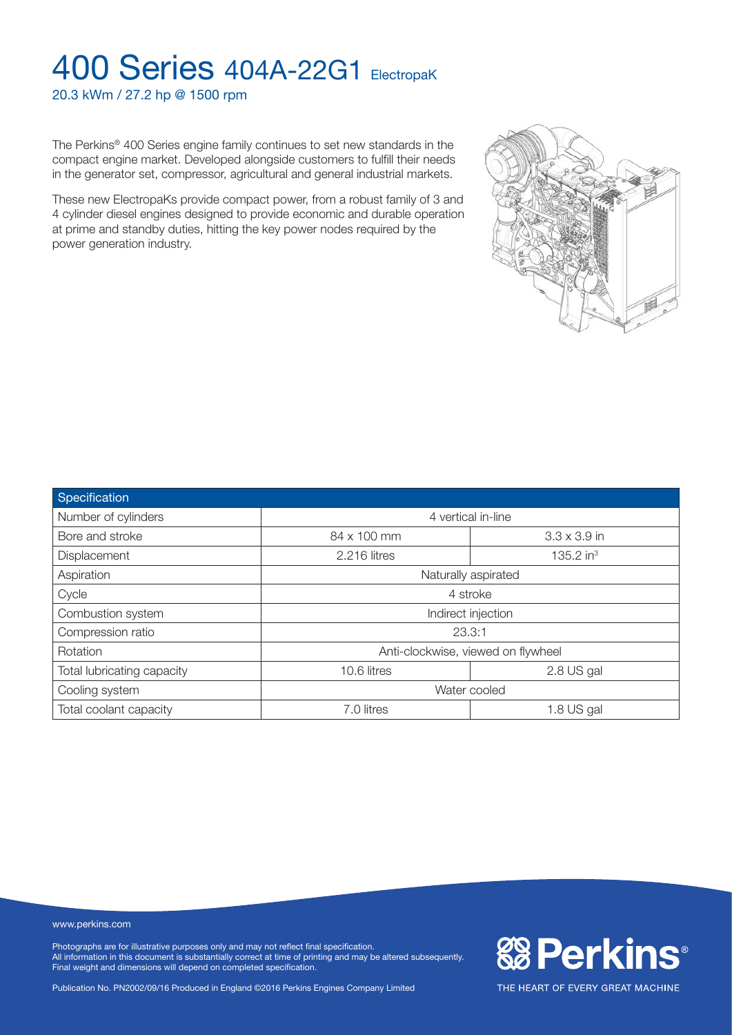# 400 Series 404A-22G1 ElectropaK

20.3 kWm / 27.2 hp @ 1500 rpm

The Perkins® 400 Series engine family continues to set new standards in the compact engine market. Developed alongside customers to fulfill their needs in the generator set, compressor, agricultural and general industrial markets.

These new ElectropaKs provide compact power, from a robust family of 3 and 4 cylinder diesel engines designed to provide economic and durable operation at prime and standby duties, hitting the key power nodes required by the power generation industry.

| Specification | | |
|---|---|---|
| Number of cylinders | 4 vertical in-line | |
| Bore and stroke | 84 x 100 mm | 3.3 x 3.9 in |
| Displacement | 2.216 litres | 135.2 in$^3$ |
| Aspiration | Naturally aspirated | |
| Cycle | 4 stroke | |
| Combustion system | Indirect injection | |
| Compression ratio | 23.3:1 | |
| Rotation | Anti-clockwise, viewed on flywheel | |
| Total lubricating capacity | 10.6 litres | 2.8 US gal |
| Cooling system | Water cooled | |
| Total coolant capacity | 7.0 litres | 1.8 US gal |

www.perkins.com

Photographs are for illustrative purposes only and may not reflect final specification.
All information in this document is substantially correct at time of printing and may be altered subsequently.
Final weight and dimensions will depend on completed specification.

Publication No. PN2002/09/16 Produced in England ©2016 Perkins Engines Company Limited

Perkins®

THE HEART OF EVERY GREAT MACHINE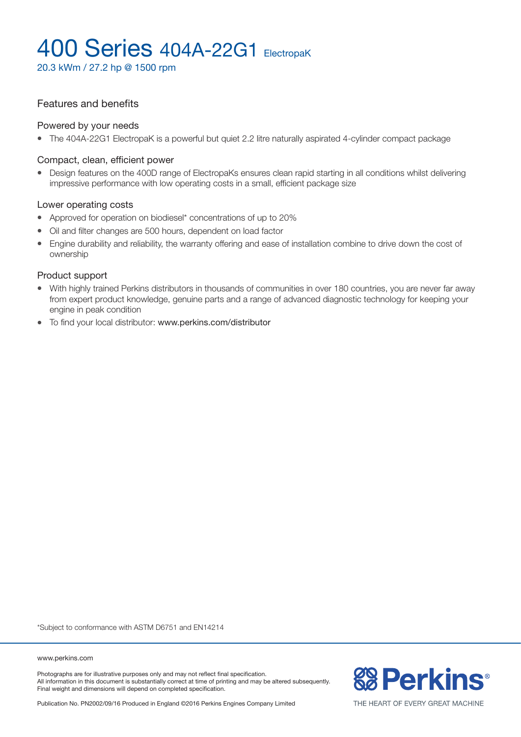# 400 Series 404A-22G1 ElectropaK

20.3 kWm / 27.2 hp @ 1500 rpm

## Features and benefits

### Powered by your needs

- The 404A-22G1 ElectropaK is a powerful but quiet 2.2 litre naturally aspirated 4-cylinder compact package

### Compact, clean, efficient power

- Design features on the 400D range of ElectropaKs ensures clean rapid starting in all conditions whilst delivering impressive performance with low operating costs in a small, efficient package size

### Lower operating costs

- Approved for operation on biodiesel* concentrations of up to 20%
- Oil and filter changes are 500 hours, dependent on load factor
- Engine durability and reliability, the warranty offering and ease of installation combine to drive down the cost of ownership

### Product support

- With highly trained Perkins distributors in thousands of communities in over 180 countries, you are never far away from expert product knowledge, genuine parts and a range of advanced diagnostic technology for keeping your engine in peak condition
- To find your local distributor: www.perkins.com/distributor

*Subject to conformance with ASTM D6751 and EN14214

www.perkins.com

Photographs are for illustrative purposes only and may not reflect final specification.
All information in this document is substantially correct at time of printing and may be altered subsequently.
Final weight and dimensions will depend on completed specification.

Publication No. PN2002/09/16 Produced in England ©2016 Perkins Engines Company Limited

Perkins® THE HEART OF EVERY GREAT MACHINE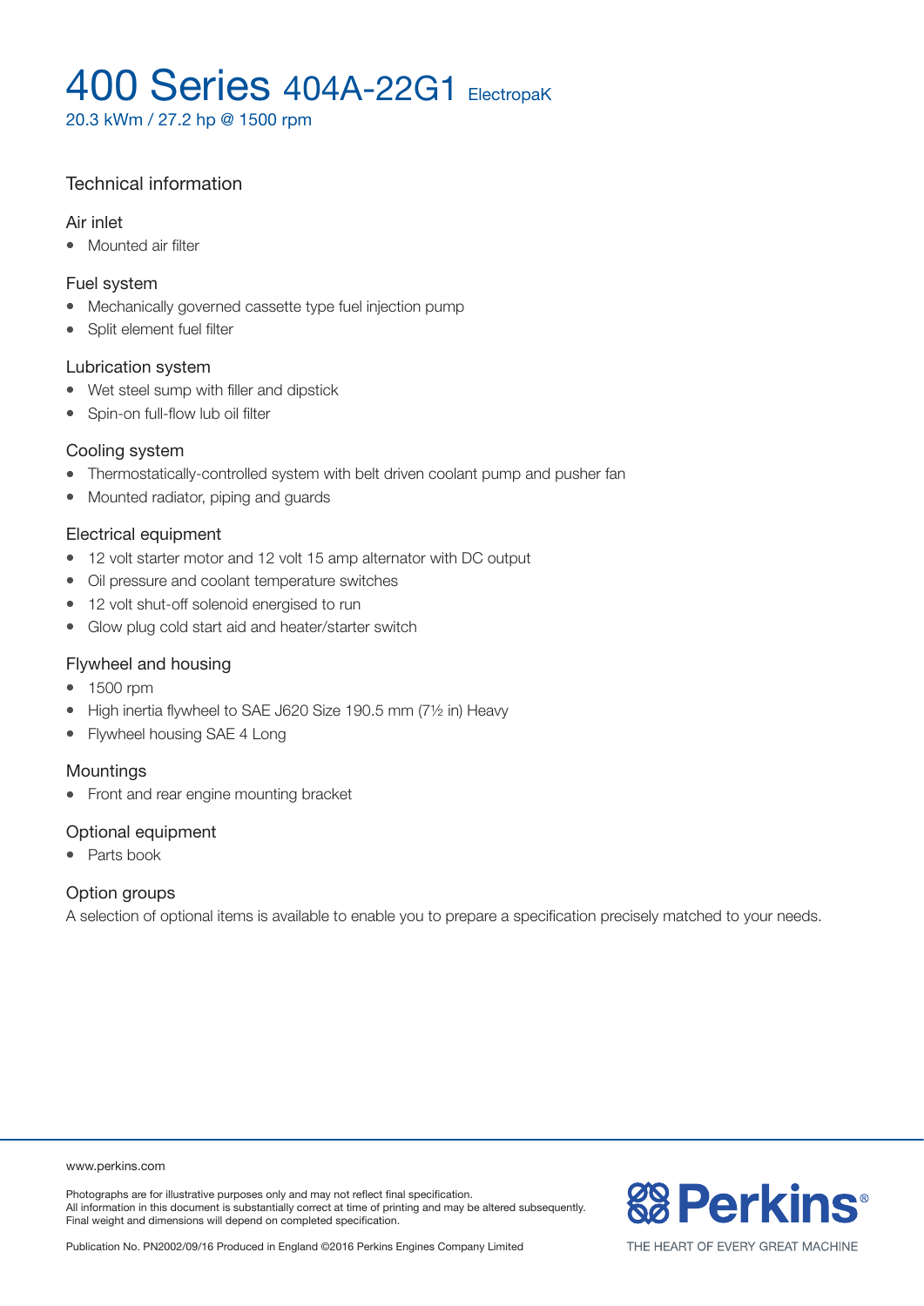# 400 Series 404A-22G1 ElectropaK

20.3 kWm / 27.2 hp @ 1500 rpm

## Technical information

### Air inlet

- Mounted air filter

### Fuel system

- Mechanically governed cassette type fuel injection pump
- Split element fuel filter

### Lubrication system

- Wet steel sump with filler and dipstick
- Spin-on full-flow lub oil filter

### Cooling system

- Thermostatically-controlled system with belt driven coolant pump and pusher fan
- Mounted radiator, piping and guards

### Electrical equipment

- 12 volt starter motor and 12 volt 15 amp alternator with DC output
- Oil pressure and coolant temperature switches
- 12 volt shut-off solenoid energised to run
- Glow plug cold start aid and heater/starter switch

### Flywheel and housing

- 1500 rpm
- High inertia flywheel to SAE J620 Size 190.5 mm (7½ in) Heavy
- Flywheel housing SAE 4 Long

### Mountings

- Front and rear engine mounting bracket

### Optional equipment

- Parts book

### Option groups

A selection of optional items is available to enable you to prepare a specification precisely matched to your needs.

www.perkins.com

Photographs are for illustrative purposes only and may not reflect final specification.
All information in this document is substantially correct at time of printing and may be altered subsequently.
Final weight and dimensions will depend on completed specification.

Publication No. PN2002/09/16 Produced in England ©2016 Perkins Engines Company Limited

Perkins® THE HEART OF EVERY GREAT MACHINE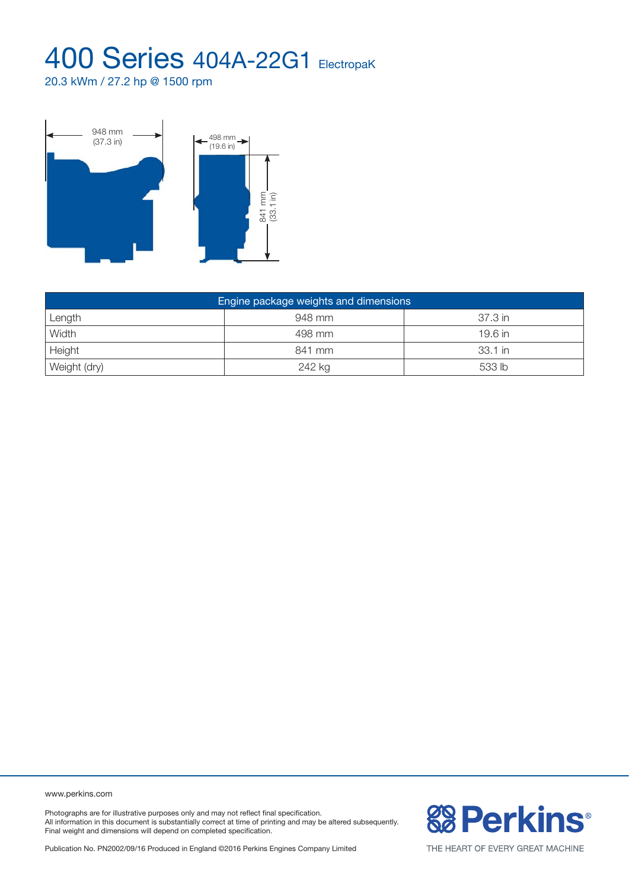# 400 Series 404A-22G1 ElectropaK

20.3 kWm / 27.2 hp @ 1500 rpm

948 mm (37.3 in)

498 mm (19.6 in)

841 mm (33.1 in)

| Engine package weights and dimensions | | |
|---|---|---|
| Length | 948 mm | 37.3 in |
| Width | 498 mm | 19.6 in |
| Height | 841 mm | 33.1 in |
| Weight (dry) | 242 kg | 533 lb |

www.perkins.com

Photographs are for illustrative purposes only and may not reflect final specification.
All information in this document is substantially correct at time of printing and may be altered subsequently.
Final weight and dimensions will depend on completed specification.

Publication No. PN2002/09/16 Produced in England ©2016 Perkins Engines Company Limited

Perkins®

THE HEART OF EVERY GREAT MACHINE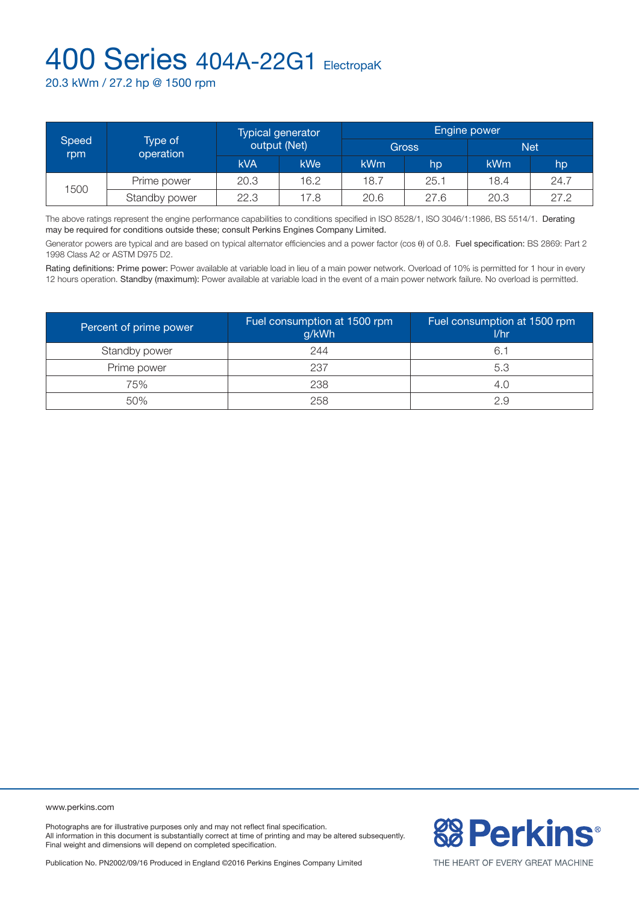# 400 Series 404A-22G1 ElectropaK

20.3 kWm / 27.2 hp @ 1500 rpm

| Speed rpm | Type of operation | Typical generator output (Net) | | Engine power | | | |
|---|---|---|---|---|---|---|---|
| | | | | Gross | | Net | |
| | | kVA | kWe | kWm | hp | kWm | hp |
| 1500 | Prime power | 20.3 | 16.2 | 18.7 | 25.1 | 18.4 | 24.7 |
| | Standby power | 22.3 | 17.8 | 20.6 | 27.6 | 20.3 | 27.2 |

The above ratings represent the engine performance capabilities to conditions specified in ISO 8528/1, ISO 3046/1:1986, BS 5514/1. Derating may be required for conditions outside these; consult Perkins Engines Company Limited.

Generator powers are typical and are based on typical alternator efficiencies and a power factor (cos θ) of 0.8. Fuel specification: BS 2869: Part 2 1998 Class A2 or ASTM D975 D2.

Rating definitions: Prime power: Power available at variable load in lieu of a main power network. Overload of 10% is permitted for 1 hour in every 12 hours operation. Standby (maximum): Power available at variable load in the event of a main power network failure. No overload is permitted.

| Percent of prime power | Fuel consumption at 1500 rpm g/kWh | Fuel consumption at 1500 rpm l/hr |
|---|---|---|
| Standby power | 244 | 6.1 |
| Prime power | 237 | 5.3 |
| 75% | 238 | 4.0 |
| 50% | 258 | 2.9 |

www.perkins.com

Photographs are for illustrative purposes only and may not reflect final specification.
All information in this document is substantially correct at time of printing and may be altered subsequently.
Final weight and dimensions will depend on completed specification.

Publication No. PN2002/09/16 Produced in England ©2016 Perkins Engines Company Limited

Perkins®

THE HEART OF EVERY GREAT MACHINE